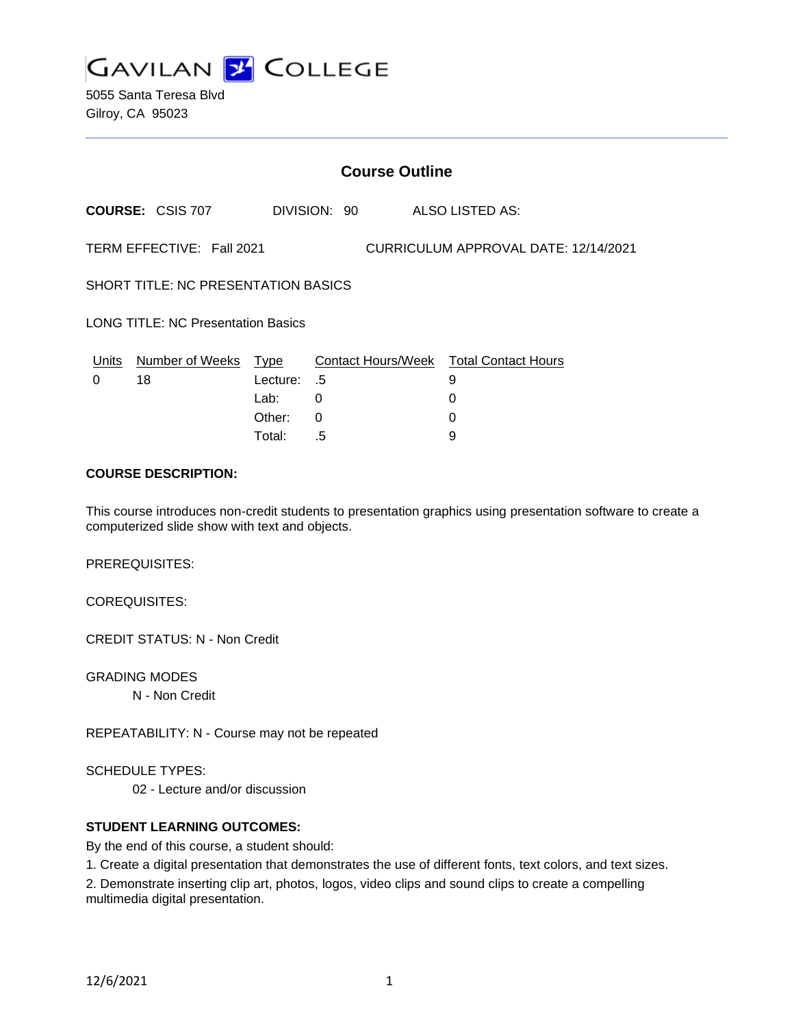GAVILAN COLLEGE

5055 Santa Teresa Blvd
Gilroy, CA 95023

## Course Outline

**COURSE:** CSIS 707 DIVISION: 90 ALSO LISTED AS:

TERM EFFECTIVE: Fall 2021 CURRICULUM APPROVAL DATE: 12/14/2021

SHORT TITLE: NC PRESENTATION BASICS

LONG TITLE: NC Presentation Basics

| Units | Number of Weeks | Type | Contact Hours/Week | Total Contact Hours |
|---|---|---|---|---|
| 0 | 18 | Lecture: | .5 | 9 |
| | | Lab: | 0 | 0 |
| | | Other: | 0 | 0 |
| | | Total: | .5 | 9 |

**COURSE DESCRIPTION:**

This course introduces non-credit students to presentation graphics using presentation software to create a computerized slide show with text and objects.

PREREQUISITES:

COREQUISITES:

CREDIT STATUS: N - Non Credit

GRADING MODES

N - Non Credit

REPEATABILITY: N - Course may not be repeated

SCHEDULE TYPES:

02 - Lecture and/or discussion

**STUDENT LEARNING OUTCOMES:**

By the end of this course, a student should:

1. Create a digital presentation that demonstrates the use of different fonts, text colors, and text sizes.
2. Demonstrate inserting clip art, photos, logos, video clips and sound clips to create a compelling multimedia digital presentation.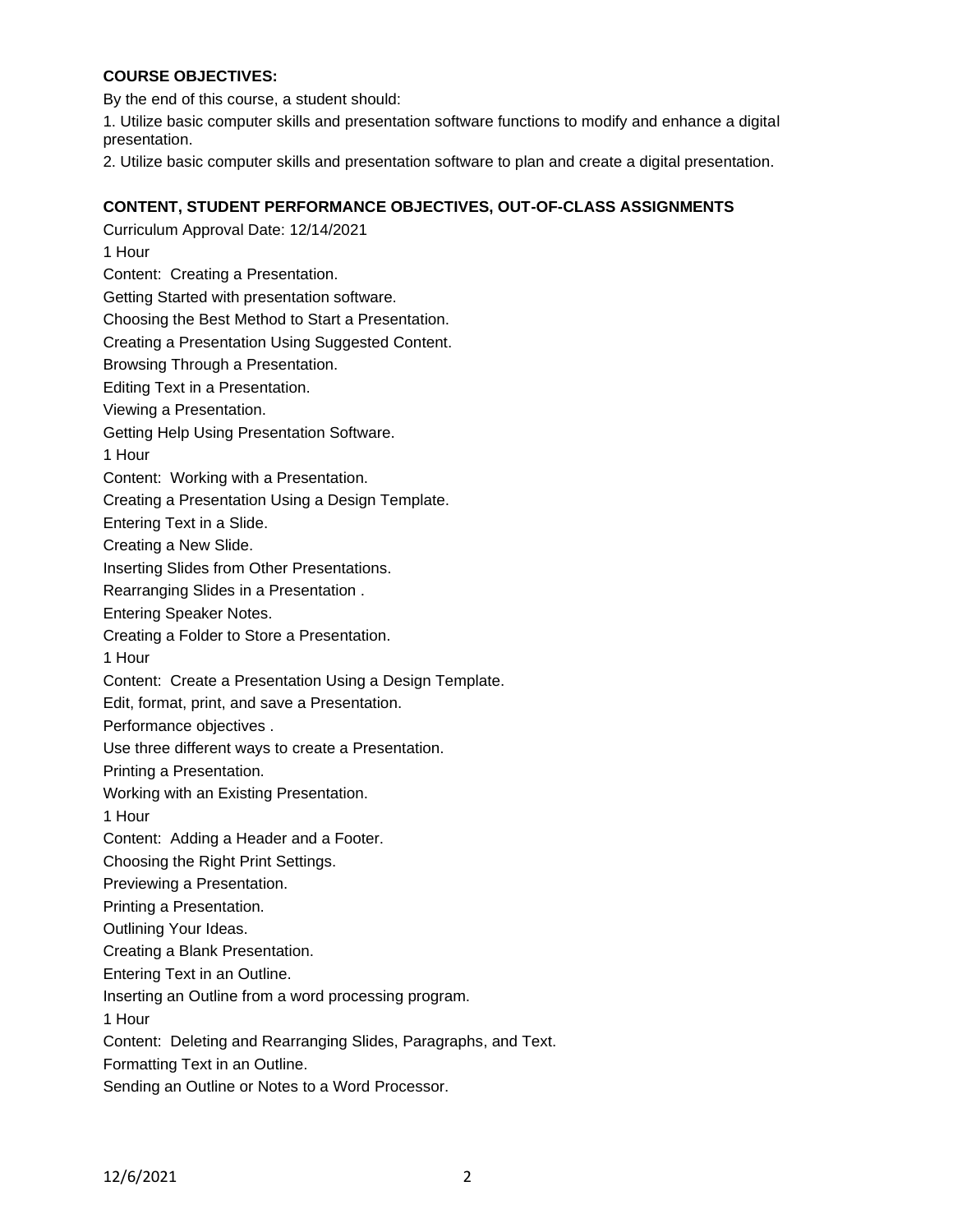**COURSE OBJECTIVES:**

By the end of this course, a student should:

1. Utilize basic computer skills and presentation software functions to modify and enhance a digital presentation.
2. Utilize basic computer skills and presentation software to plan and create a digital presentation.

**CONTENT, STUDENT PERFORMANCE OBJECTIVES, OUT-OF-CLASS ASSIGNMENTS**

Curriculum Approval Date: 12/14/2021

1 Hour

Content: Creating a Presentation.

Getting Started with presentation software.

Choosing the Best Method to Start a Presentation.

Creating a Presentation Using Suggested Content.

Browsing Through a Presentation.

Editing Text in a Presentation.

Viewing a Presentation.

Getting Help Using Presentation Software.

1 Hour

Content: Working with a Presentation.

Creating a Presentation Using a Design Template.

Entering Text in a Slide.

Creating a New Slide.

Inserting Slides from Other Presentations.

Rearranging Slides in a Presentation .

Entering Speaker Notes.

Creating a Folder to Store a Presentation.

1 Hour

Content: Create a Presentation Using a Design Template.

Edit, format, print, and save a Presentation.

Performance objectives .

Use three different ways to create a Presentation.

Printing a Presentation.

Working with an Existing Presentation.

1 Hour

Content: Adding a Header and a Footer.

Choosing the Right Print Settings.

Previewing a Presentation.

Printing a Presentation.

Outlining Your Ideas.

Creating a Blank Presentation.

Entering Text in an Outline.

Inserting an Outline from a word processing program.

1 Hour

Content: Deleting and Rearranging Slides, Paragraphs, and Text.

Formatting Text in an Outline.

Sending an Outline or Notes to a Word Processor.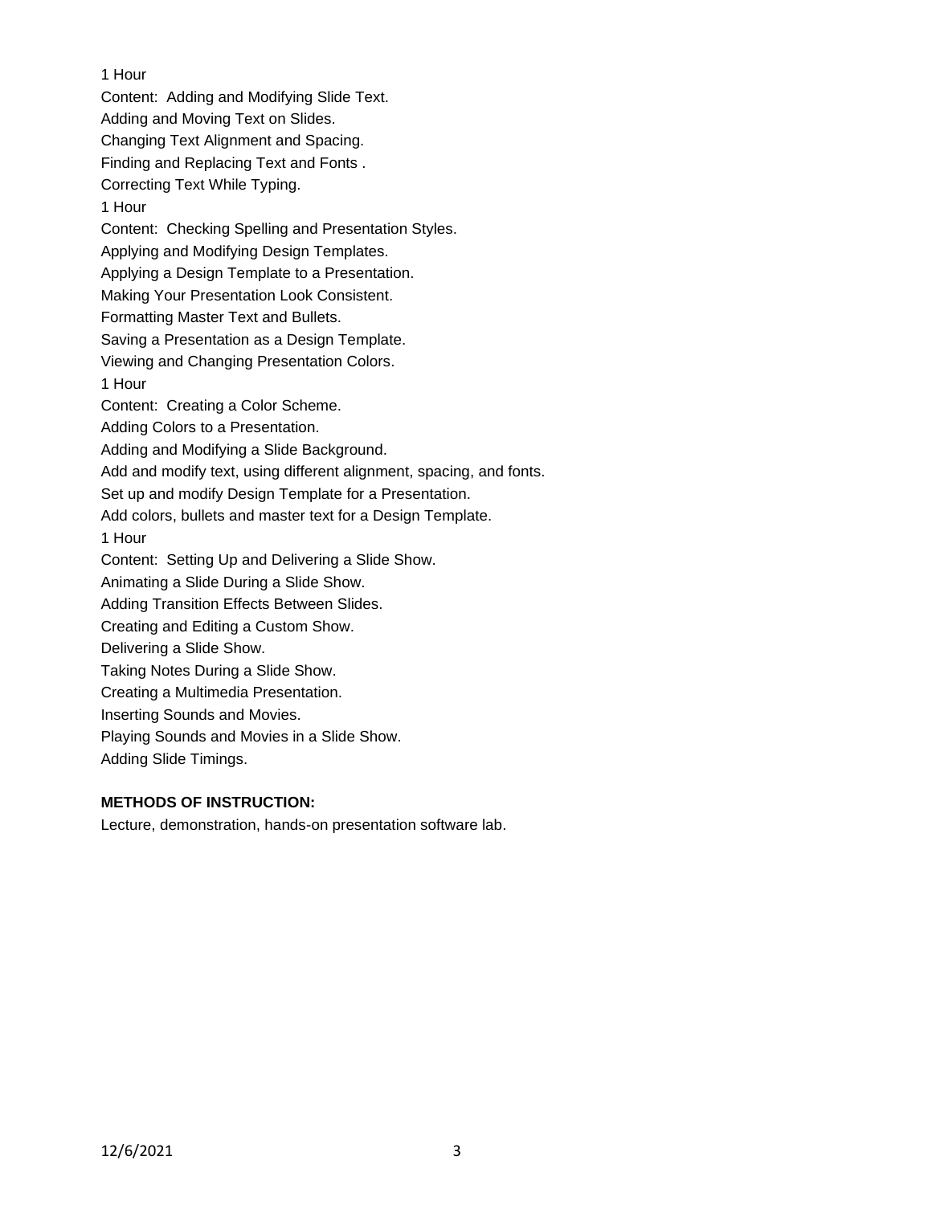1 Hour

Content: Adding and Modifying Slide Text.

Adding and Moving Text on Slides.

Changing Text Alignment and Spacing.

Finding and Replacing Text and Fonts .

Correcting Text While Typing.

1 Hour

Content: Checking Spelling and Presentation Styles.

Applying and Modifying Design Templates.

Applying a Design Template to a Presentation.

Making Your Presentation Look Consistent.

Formatting Master Text and Bullets.

Saving a Presentation as a Design Template.

Viewing and Changing Presentation Colors.

1 Hour

Content: Creating a Color Scheme.

Adding Colors to a Presentation.

Adding and Modifying a Slide Background.

Add and modify text, using different alignment, spacing, and fonts.

Set up and modify Design Template for a Presentation.

Add colors, bullets and master text for a Design Template.

1 Hour

Content: Setting Up and Delivering a Slide Show.

Animating a Slide During a Slide Show.

Adding Transition Effects Between Slides.

Creating and Editing a Custom Show.

Delivering a Slide Show.

Taking Notes During a Slide Show.

Creating a Multimedia Presentation.

Inserting Sounds and Movies.

Playing Sounds and Movies in a Slide Show.

Adding Slide Timings.

**METHODS OF INSTRUCTION:**

Lecture, demonstration, hands-on presentation software lab.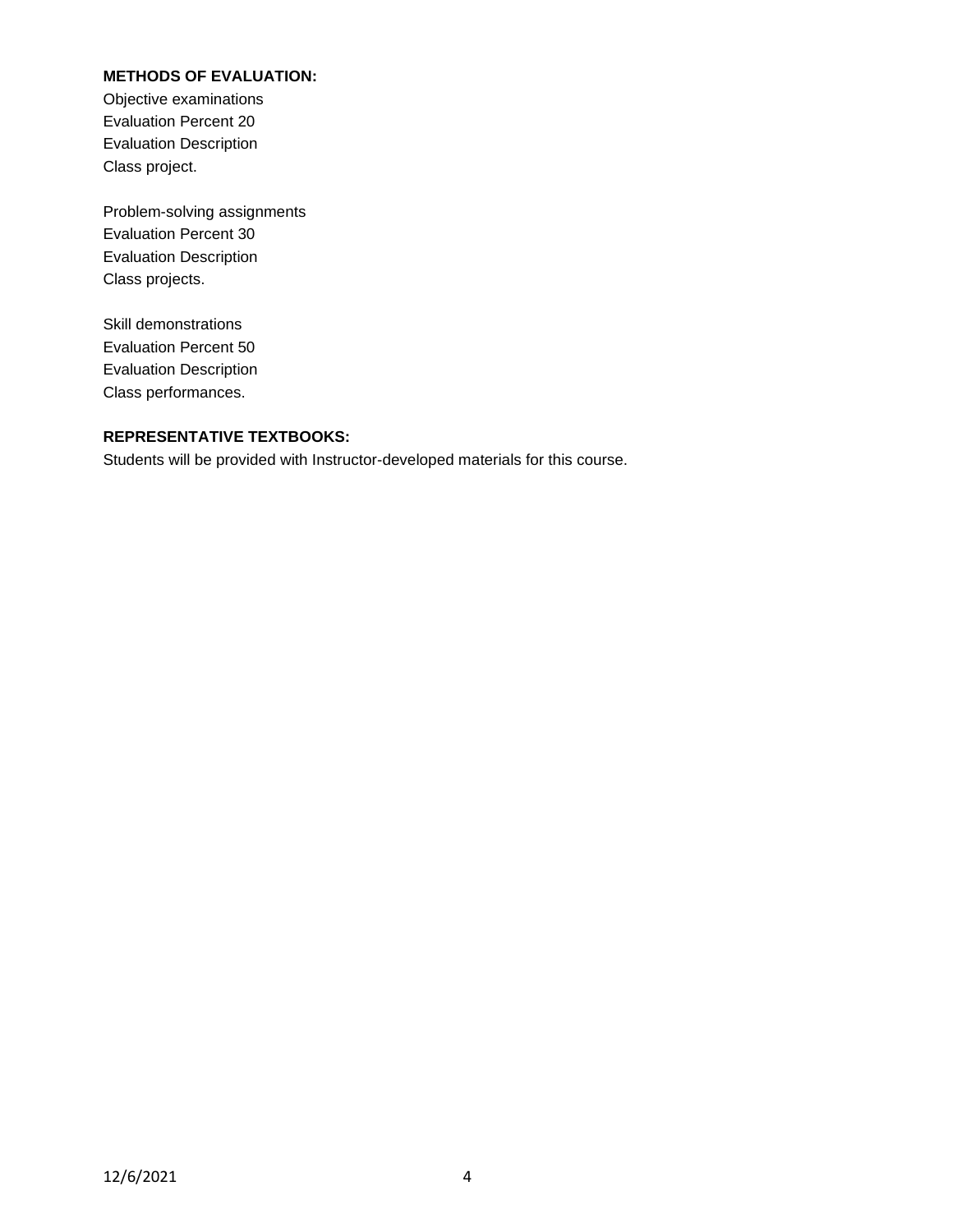**METHODS OF EVALUATION:**

Objective examinations
Evaluation Percent 20
Evaluation Description
Class project.

Problem-solving assignments
Evaluation Percent 30
Evaluation Description
Class projects.

Skill demonstrations
Evaluation Percent 50
Evaluation Description
Class performances.

**REPRESENTATIVE TEXTBOOKS:**

Students will be provided with Instructor-developed materials for this course.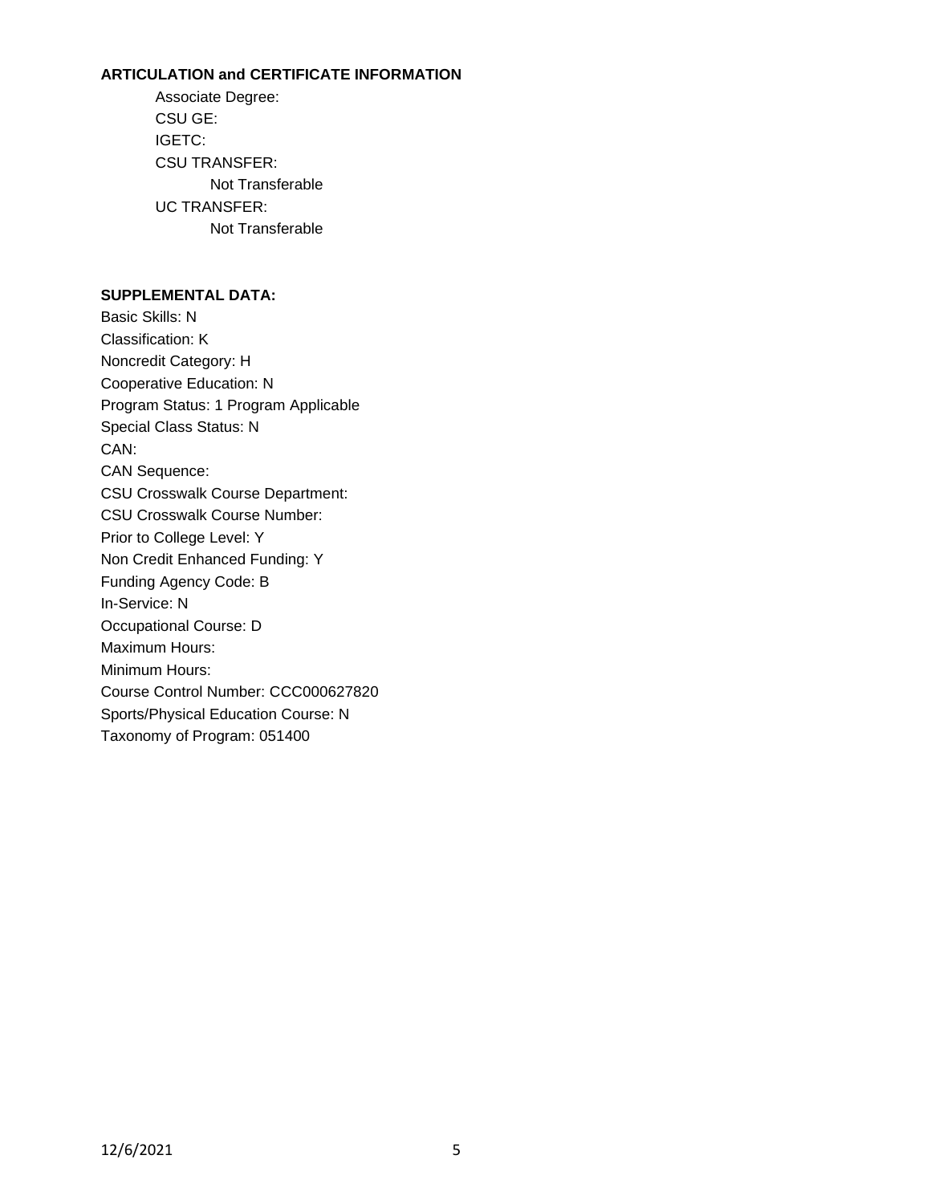**ARTICULATION and CERTIFICATE INFORMATION**

Associate Degree:
CSU GE:
IGETC:
CSU TRANSFER:
Not Transferable
UC TRANSFER:
Not Transferable

**SUPPLEMENTAL DATA:**

Basic Skills: N
Classification: K
Noncredit Category: H
Cooperative Education: N
Program Status: 1 Program Applicable
Special Class Status: N
CAN:
CAN Sequence:
CSU Crosswalk Course Department:
CSU Crosswalk Course Number:
Prior to College Level: Y
Non Credit Enhanced Funding: Y
Funding Agency Code: B
In-Service: N
Occupational Course: D
Maximum Hours:
Minimum Hours:
Course Control Number: CCC000627820
Sports/Physical Education Course: N
Taxonomy of Program: 051400